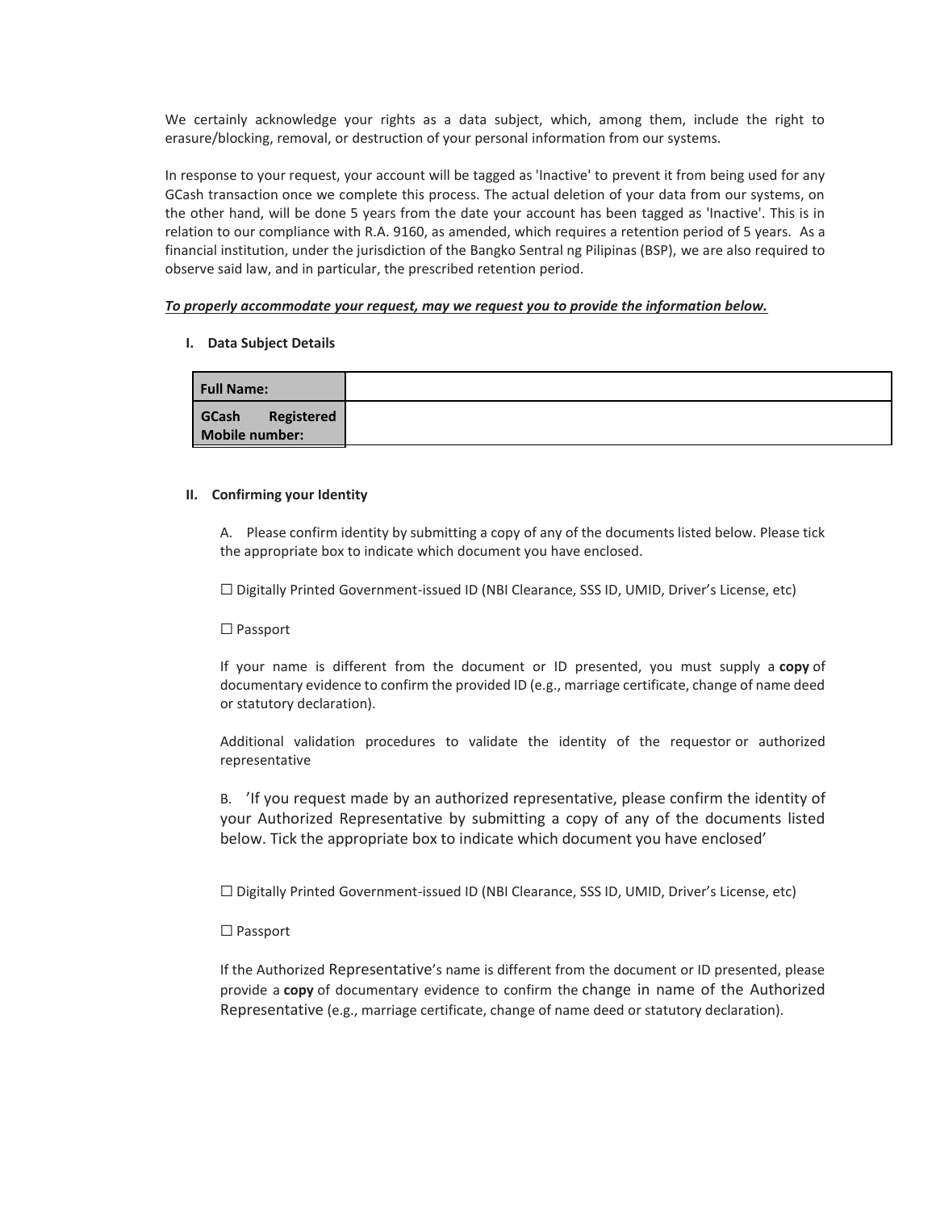We certainly acknowledge your rights as a data subject, which, among them, include the right to erasure/blocking, removal, or destruction of your personal information from our systems.

In response to your request, your account will be tagged as 'Inactive' to prevent it from being used for any GCash transaction once we complete this process. The actual deletion of your data from our systems, on the other hand, will be done 5 years from the date your account has been tagged as 'Inactive'. This is in relation to our compliance with R.A. 9160, as amended, which requires a retention period of 5 years. As a financial institution, under the jurisdiction of the Bangko Sentral ng Pilipinas (BSP), we are also required to observe said law, and in particular, the prescribed retention period.

***To properly accommodate your request, may we request you to provide the information below.***

## I. Data Subject Details

| **Full Name:** | |
|---|---|
| **GCash Registered Mobile number:** | |

## II. Confirming your Identity

A. Please confirm identity by submitting a copy of any of the documents listed below. Please tick the appropriate box to indicate which document you have enclosed.

☐ Digitally Printed Government-issued ID (NBI Clearance, SSS ID, UMID, Driver's License, etc)

☐ Passport

If your name is different from the document or ID presented, you must supply a **copy** of documentary evidence to confirm the provided ID (e.g., marriage certificate, change of name deed or statutory declaration).

Additional validation procedures to validate the identity of the requestor or authorized representative

B. 'If you request made by an authorized representative, please confirm the identity of your Authorized Representative by submitting a copy of any of the documents listed below. Tick the appropriate box to indicate which document you have enclosed'

☐ Digitally Printed Government-issued ID (NBI Clearance, SSS ID, UMID, Driver's License, etc)

☐ Passport

If the Authorized Representative's name is different from the document or ID presented, please provide a **copy** of documentary evidence to confirm the change in name of the Authorized Representative (e.g., marriage certificate, change of name deed or statutory declaration).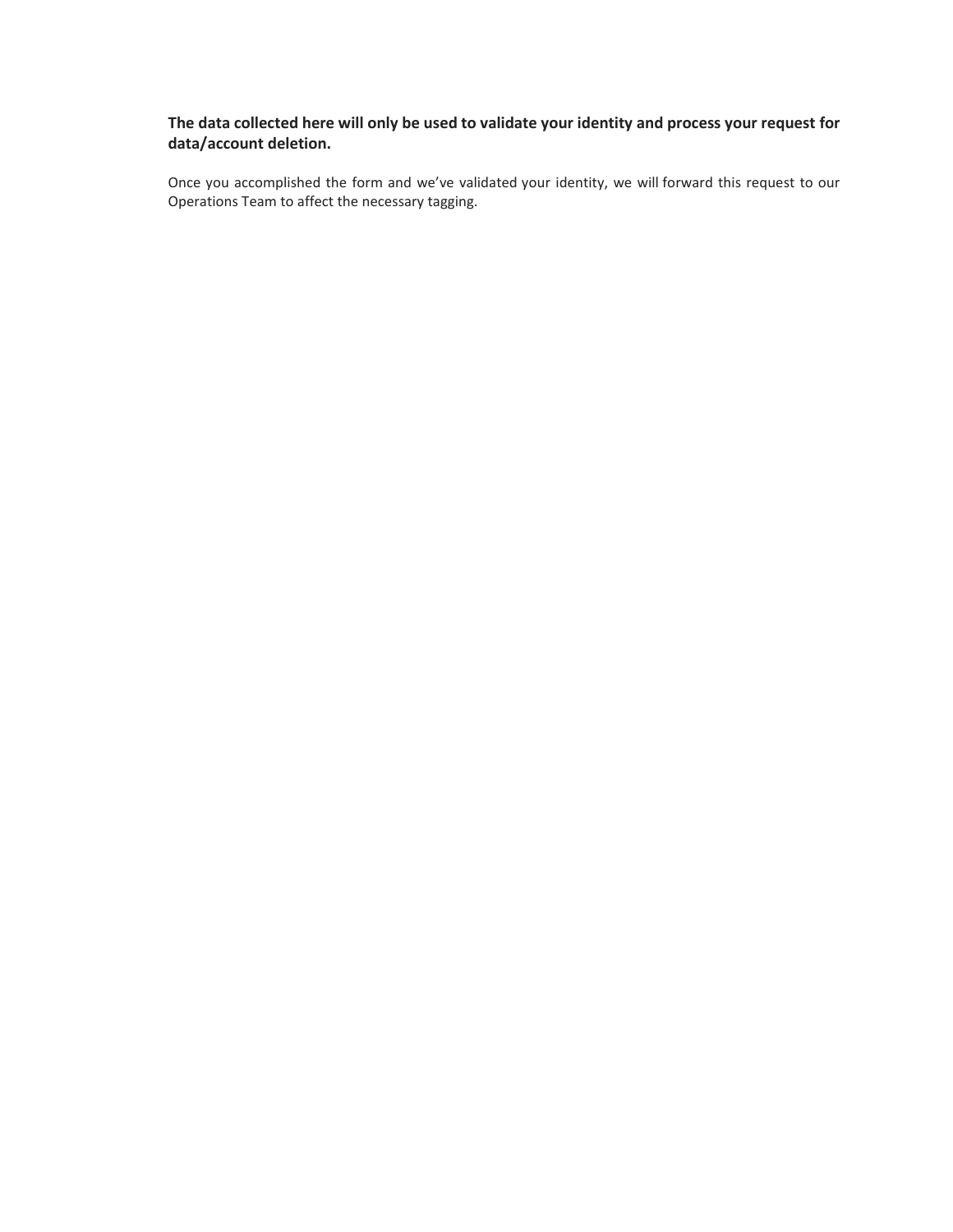**The data collected here will only be used to validate your identity and process your request for data/account deletion.**

Once you accomplished the form and we've validated your identity, we will forward this request to our Operations Team to affect the necessary tagging.